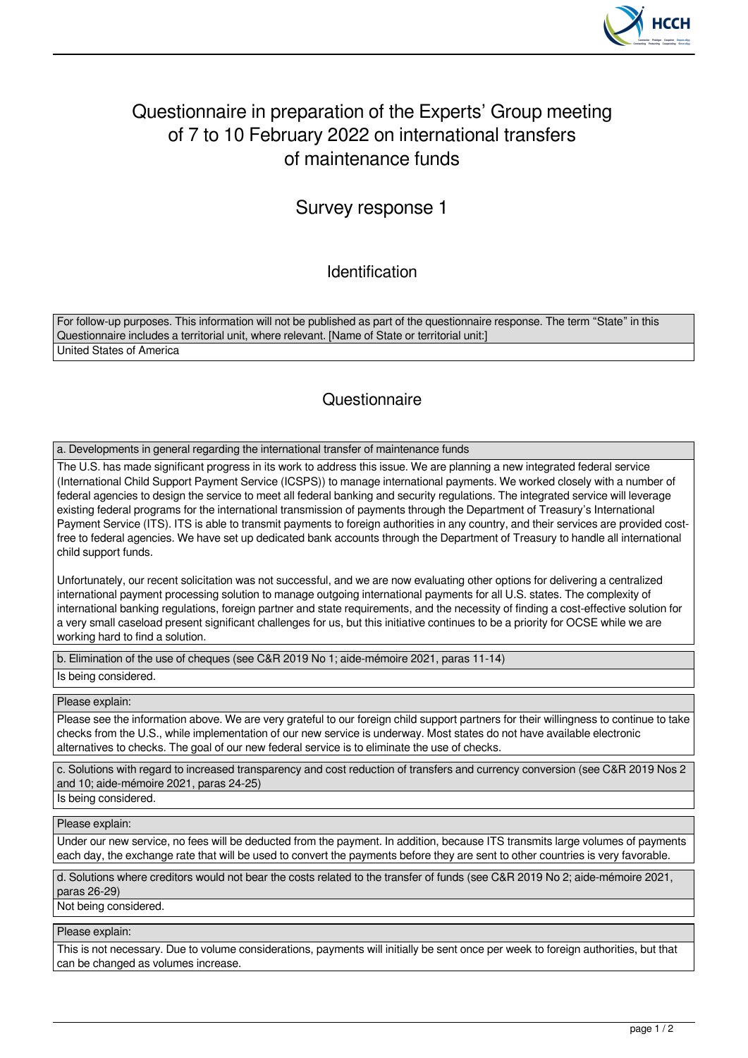# Questionnaire in preparation of the Experts' Group meeting of 7 to 10 February 2022 on international transfers of maintenance funds

## Survey response 1

### Identification

For follow-up purposes. This information will not be published as part of the questionnaire response. The term "State" in this Questionnaire includes a territorial unit, where relevant. [Name of State or territorial unit:]

United States of America

### Questionnaire

**a. Developments in general regarding the international transfer of maintenance funds**

The U.S. has made significant progress in its work to address this issue. We are planning a new integrated federal service (International Child Support Payment Service (ICSPS)) to manage international payments. We worked closely with a number of federal agencies to design the service to meet all federal banking and security regulations. The integrated service will leverage existing federal programs for the international transmission of payments through the Department of Treasury's International Payment Service (ITS). ITS is able to transmit payments to foreign authorities in any country, and their services are provided cost-free to federal agencies. We have set up dedicated bank accounts through the Department of Treasury to handle all international child support funds.

Unfortunately, our recent solicitation was not successful, and we are now evaluating other options for delivering a centralized international payment processing solution to manage outgoing international payments for all U.S. states. The complexity of international banking regulations, foreign partner and state requirements, and the necessity of finding a cost-effective solution for a very small caseload present significant challenges for us, but this initiative continues to be a priority for OCSE while we are working hard to find a solution.

**b. Elimination of the use of cheques (see C&R 2019 No 1; aide-mémoire 2021, paras 11-14)**

Is being considered.

**Please explain:**

Please see the information above. We are very grateful to our foreign child support partners for their willingness to continue to take checks from the U.S., while implementation of our new service is underway. Most states do not have available electronic alternatives to checks. The goal of our new federal service is to eliminate the use of checks.

**c. Solutions with regard to increased transparency and cost reduction of transfers and currency conversion (see C&R 2019 Nos 2 and 10; aide-mémoire 2021, paras 24-25)**

Is being considered.

**Please explain:**

Under our new service, no fees will be deducted from the payment. In addition, because ITS transmits large volumes of payments each day, the exchange rate that will be used to convert the payments before they are sent to other countries is very favorable.

**d. Solutions where creditors would not bear the costs related to the transfer of funds (see C&R 2019 No 2; aide-mémoire 2021, paras 26-29)**

Not being considered.

**Please explain:**

This is not necessary. Due to volume considerations, payments will initially be sent once per week to foreign authorities, but that can be changed as volumes increase.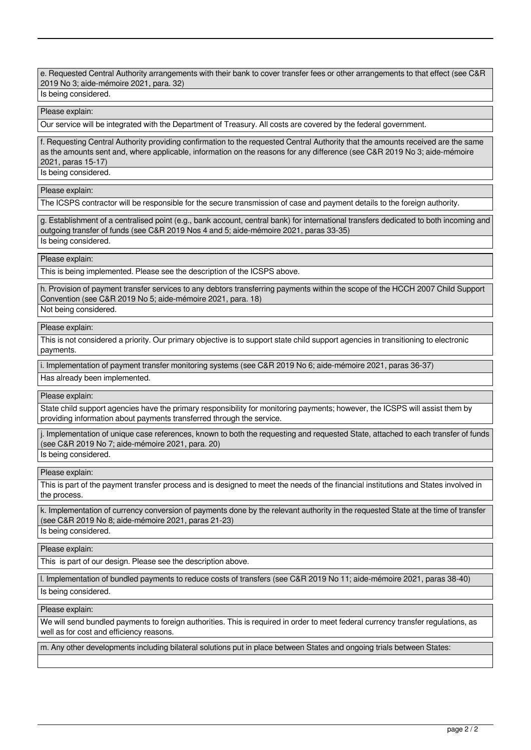e. Requested Central Authority arrangements with their bank to cover transfer fees or other arrangements to that effect (see C&R 2019 No 3; aide-mémoire 2021, para. 32)

Is being considered.

Please explain:

Our service will be integrated with the Department of Treasury. All costs are covered by the federal government.

f. Requesting Central Authority providing confirmation to the requested Central Authority that the amounts received are the same as the amounts sent and, where applicable, information on the reasons for any difference (see C&R 2019 No 3; aide-mémoire 2021, paras 15-17)

Is being considered.

Please explain:

The ICSPS contractor will be responsible for the secure transmission of case and payment details to the foreign authority.

g. Establishment of a centralised point (e.g., bank account, central bank) for international transfers dedicated to both incoming and outgoing transfer of funds (see C&R 2019 Nos 4 and 5; aide-mémoire 2021, paras 33-35)

Is being considered.

Please explain:

This is being implemented. Please see the description of the ICSPS above.

h. Provision of payment transfer services to any debtors transferring payments within the scope of the HCCH 2007 Child Support Convention (see C&R 2019 No 5; aide-mémoire 2021, para. 18)

Not being considered.

Please explain:

This is not considered a priority. Our primary objective is to support state child support agencies in transitioning to electronic payments.

i. Implementation of payment transfer monitoring systems (see C&R 2019 No 6; aide-mémoire 2021, paras 36-37)

Has already been implemented.

Please explain:

State child support agencies have the primary responsibility for monitoring payments; however, the ICSPS will assist them by providing information about payments transferred through the service.

j. Implementation of unique case references, known to both the requesting and requested State, attached to each transfer of funds (see C&R 2019 No 7; aide-mémoire 2021, para. 20)

Is being considered.

Please explain:

This is part of the payment transfer process and is designed to meet the needs of the financial institutions and States involved in the process.

k. Implementation of currency conversion of payments done by the relevant authority in the requested State at the time of transfer (see C&R 2019 No 8; aide-mémoire 2021, paras 21-23)

Is being considered.

Please explain:

This is part of our design. Please see the description above.

l. Implementation of bundled payments to reduce costs of transfers (see C&R 2019 No 11; aide-mémoire 2021, paras 38-40)

Is being considered.

Please explain:

We will send bundled payments to foreign authorities. This is required in order to meet federal currency transfer regulations, as well as for cost and efficiency reasons.

m. Any other developments including bilateral solutions put in place between States and ongoing trials between States: